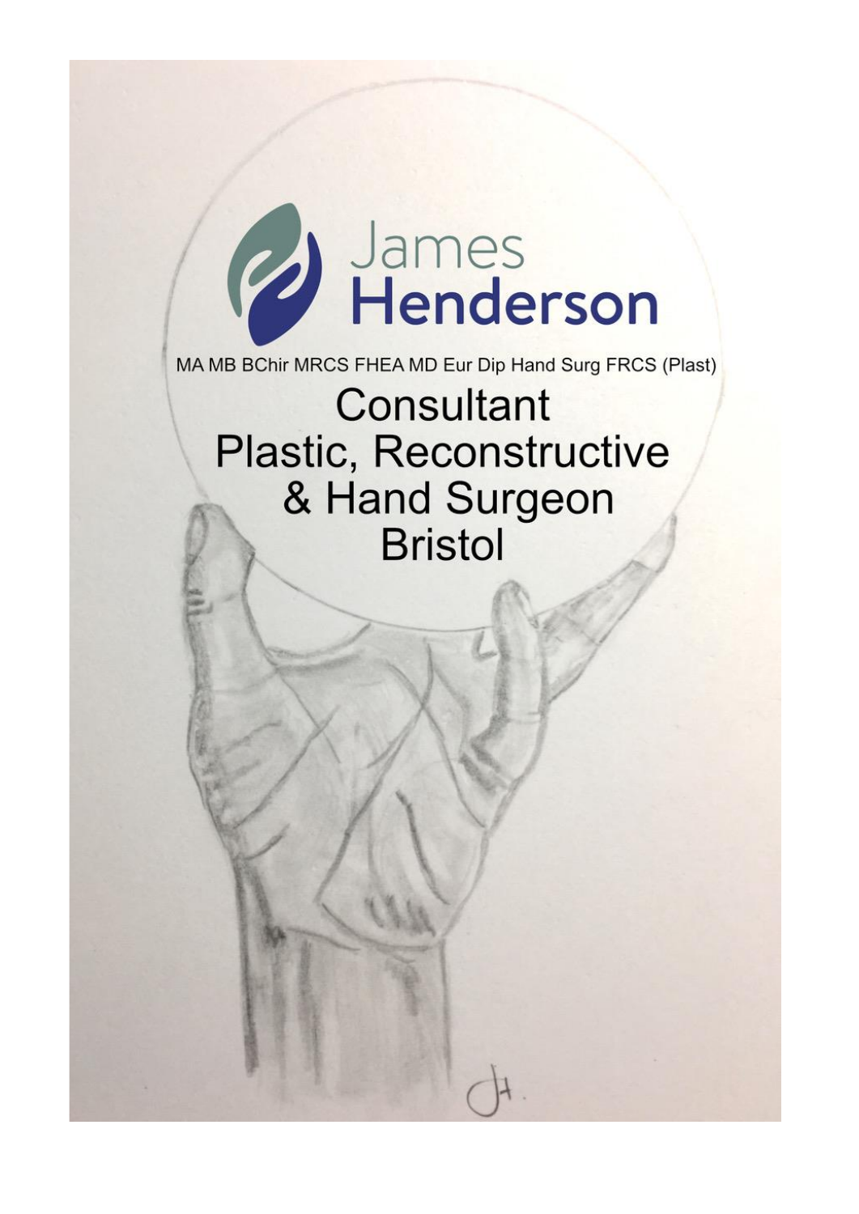# James Henderson

MA MB BChir MRCS FHEA MD Eur Dip Hand Surg FRCS (Plast)

## Consultant Plastic, Reconstructive & Hand Surgeon Bristol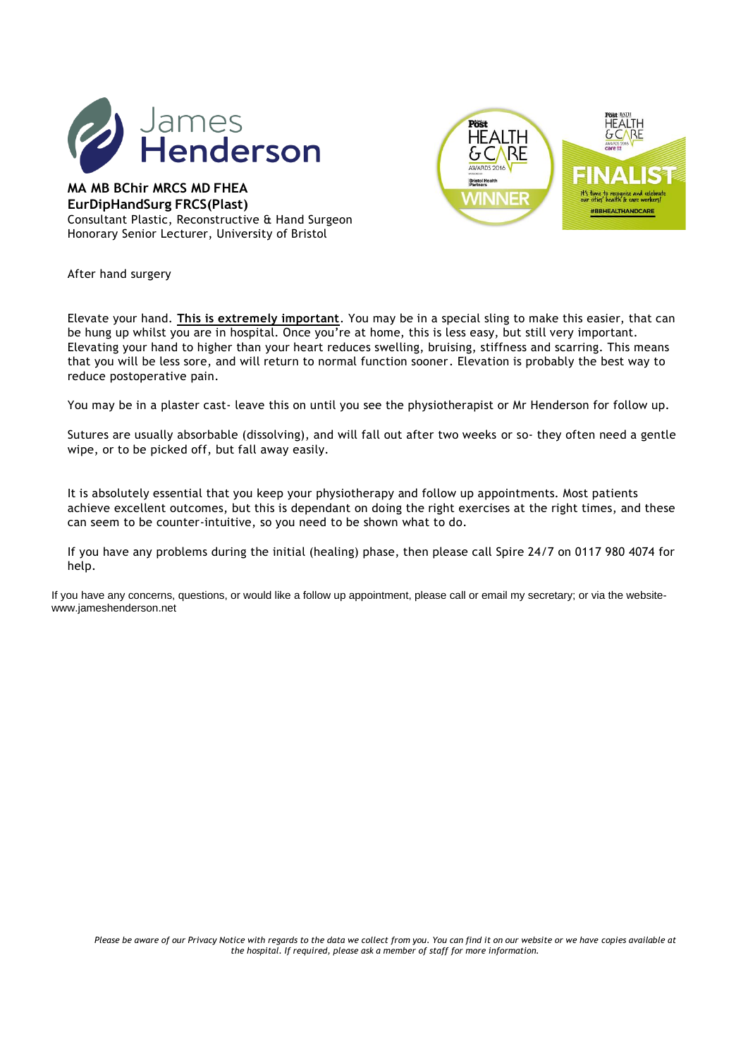James Henderson

**MA MB BChir MRCS MD FHEA**
**EurDipHandSurg FRCS(Plast)**
Consultant Plastic, Reconstructive & Hand Surgeon
Honorary Senior Lecturer, University of Bristol

After hand surgery

Elevate your hand. **This is extremely important**. You may be in a special sling to make this easier, that can be hung up whilst you are in hospital. Once you're at home, this is less easy, but still very important. Elevating your hand to higher than your heart reduces swelling, bruising, stiffness and scarring. This means that you will be less sore, and will return to normal function sooner. Elevation is probably the best way to reduce postoperative pain.

You may be in a plaster cast- leave this on until you see the physiotherapist or Mr Henderson for follow up.

Sutures are usually absorbable (dissolving), and will fall out after two weeks or so- they often need a gentle wipe, or to be picked off, but fall away easily.

It is absolutely essential that you keep your physiotherapy and follow up appointments. Most patients achieve excellent outcomes, but this is dependant on doing the right exercises at the right times, and these can seem to be counter-intuitive, so you need to be shown what to do.

If you have any problems during the initial (healing) phase, then please call Spire 24/7 on 0117 980 4074 for help.

If you have any concerns, questions, or would like a follow up appointment, please call or email my secretary; or via the website- www.jameshenderson.net

*Please be aware of our Privacy Notice with regards to the data we collect from you. You can find it on our website or we have copies available at the hospital. If required, please ask a member of staff for more information.*